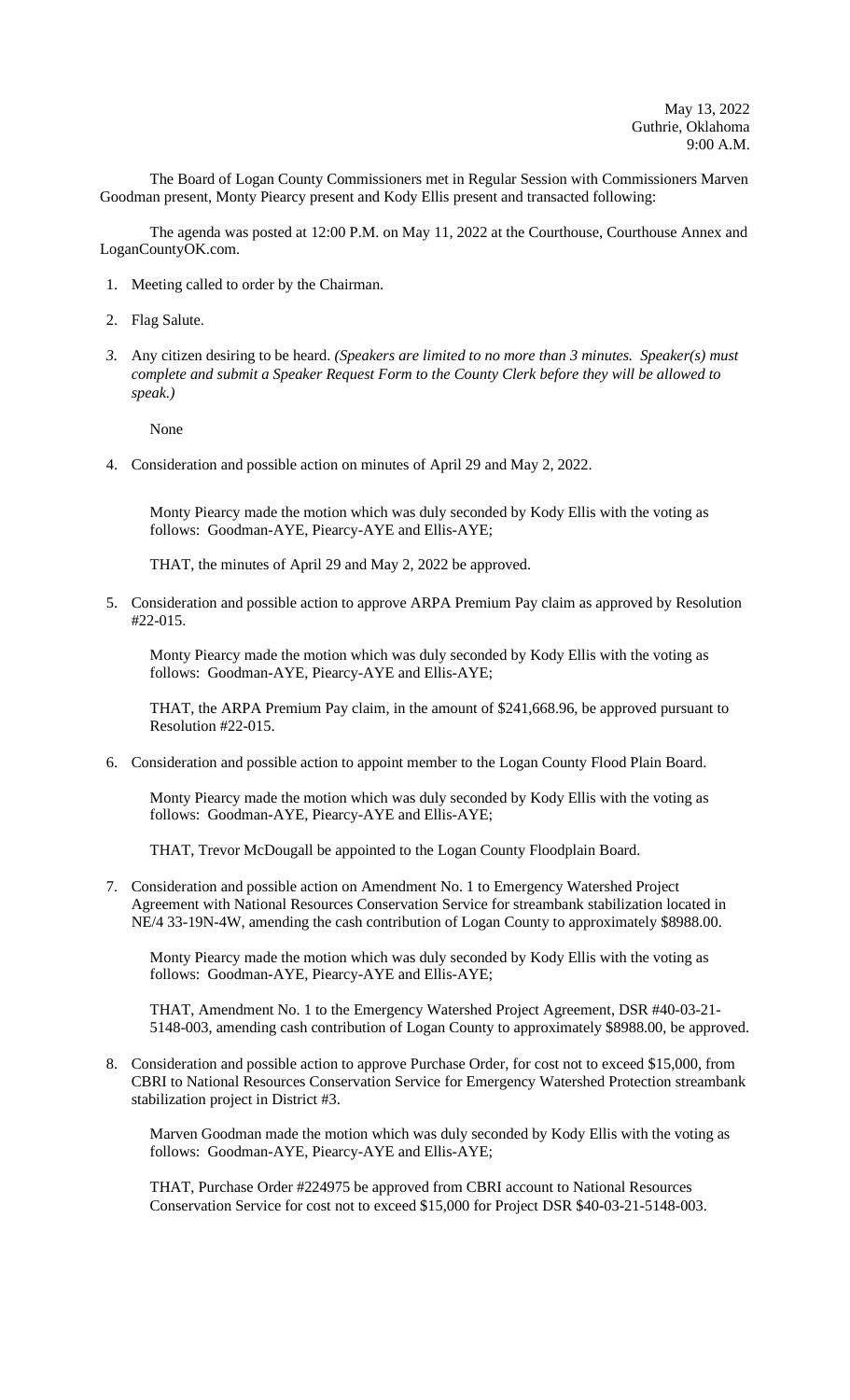May 13, 2022
Guthrie, Oklahoma
9:00 A.M.

The Board of Logan County Commissioners met in Regular Session with Commissioners Marven Goodman present, Monty Piearcy present and Kody Ellis present and transacted following:

The agenda was posted at 12:00 P.M. on May 11, 2022 at the Courthouse, Courthouse Annex and LoganCountyOK.com.

1. Meeting called to order by the Chairman.

2. Flag Salute.

3. Any citizen desiring to be heard. *(Speakers are limited to no more than 3 minutes. Speaker(s) must complete and submit a Speaker Request Form to the County Clerk before they will be allowed to speak.)*

   None

4. Consideration and possible action on minutes of April 29 and May 2, 2022.

   Monty Piearcy made the motion which was duly seconded by Kody Ellis with the voting as follows: Goodman-AYE, Piearcy-AYE and Ellis-AYE;

   THAT, the minutes of April 29 and May 2, 2022 be approved.

5. Consideration and possible action to approve ARPA Premium Pay claim as approved by Resolution #22-015.

   Monty Piearcy made the motion which was duly seconded by Kody Ellis with the voting as follows: Goodman-AYE, Piearcy-AYE and Ellis-AYE;

   THAT, the ARPA Premium Pay claim, in the amount of $241,668.96, be approved pursuant to Resolution #22-015.

6. Consideration and possible action to appoint member to the Logan County Flood Plain Board.

   Monty Piearcy made the motion which was duly seconded by Kody Ellis with the voting as follows: Goodman-AYE, Piearcy-AYE and Ellis-AYE;

   THAT, Trevor McDougall be appointed to the Logan County Floodplain Board.

7. Consideration and possible action on Amendment No. 1 to Emergency Watershed Project Agreement with National Resources Conservation Service for streambank stabilization located in NE/4 33-19N-4W, amending the cash contribution of Logan County to approximately $8988.00.

   Monty Piearcy made the motion which was duly seconded by Kody Ellis with the voting as follows: Goodman-AYE, Piearcy-AYE and Ellis-AYE;

   THAT, Amendment No. 1 to the Emergency Watershed Project Agreement, DSR #40-03-21-5148-003, amending cash contribution of Logan County to approximately $8988.00, be approved.

8. Consideration and possible action to approve Purchase Order, for cost not to exceed $15,000, from CBRI to National Resources Conservation Service for Emergency Watershed Protection streambank stabilization project in District #3.

   Marven Goodman made the motion which was duly seconded by Kody Ellis with the voting as follows: Goodman-AYE, Piearcy-AYE and Ellis-AYE;

   THAT, Purchase Order #224975 be approved from CBRI account to National Resources Conservation Service for cost not to exceed $15,000 for Project DSR $40-03-21-5148-003.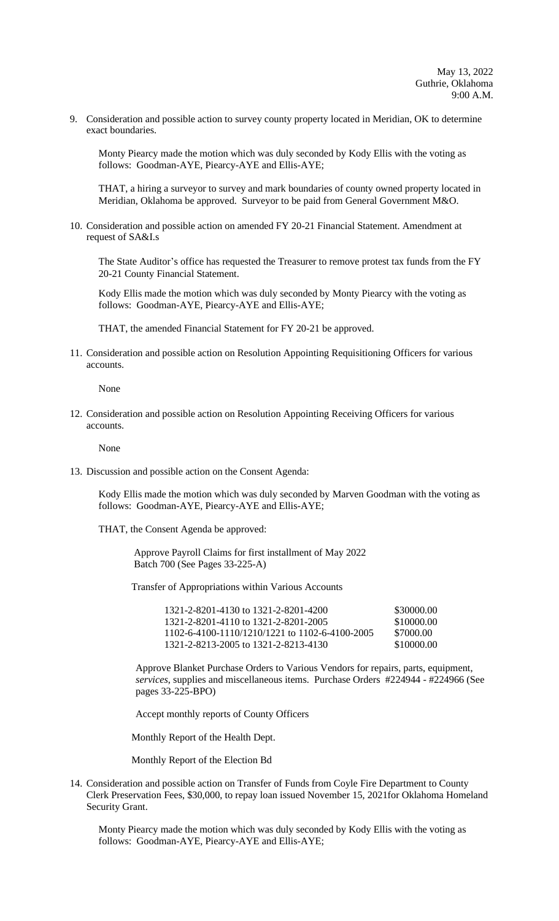May 13, 2022
Guthrie, Oklahoma
9:00 A.M.

9. Consideration and possible action to survey county property located in Meridian, OK to determine exact boundaries.

   Monty Piearcy made the motion which was duly seconded by Kody Ellis with the voting as follows: Goodman-AYE, Piearcy-AYE and Ellis-AYE;

   THAT, a hiring a surveyor to survey and mark boundaries of county owned property located in Meridian, Oklahoma be approved. Surveyor to be paid from General Government M&O.

10. Consideration and possible action on amended FY 20-21 Financial Statement. Amendment at request of SA&I.s

    The State Auditor's office has requested the Treasurer to remove protest tax funds from the FY 20-21 County Financial Statement.

    Kody Ellis made the motion which was duly seconded by Monty Piearcy with the voting as follows: Goodman-AYE, Piearcy-AYE and Ellis-AYE;

    THAT, the amended Financial Statement for FY 20-21 be approved.

11. Consideration and possible action on Resolution Appointing Requisitioning Officers for various accounts.

    None

12. Consideration and possible action on Resolution Appointing Receiving Officers for various accounts.

    None

13. Discussion and possible action on the Consent Agenda:

    Kody Ellis made the motion which was duly seconded by Marven Goodman with the voting as follows: Goodman-AYE, Piearcy-AYE and Ellis-AYE;

    THAT, the Consent Agenda be approved:

    Approve Payroll Claims for first installment of May 2022
    Batch 700 (See Pages 33-225-A)

    Transfer of Appropriations within Various Accounts

    | | |
    |---|---|
    | 1321-2-8201-4130 to 1321-2-8201-4200 | \$30000.00 |
    | 1321-2-8201-4110 to 1321-2-8201-2005 | \$10000.00 |
    | 1102-6-4100-1110/1210/1221 to 1102-6-4100-2005 | \$7000.00 |
    | 1321-2-8213-2005 to 1321-2-8213-4130 | \$10000.00 |

    Approve Blanket Purchase Orders to Various Vendors for repairs, parts, equipment, *services*, supplies and miscellaneous items. Purchase Orders #224944 - #224966 (See pages 33-225-BPO)

    Accept monthly reports of County Officers

    Monthly Report of the Health Dept.

    Monthly Report of the Election Bd

14. Consideration and possible action on Transfer of Funds from Coyle Fire Department to County Clerk Preservation Fees, \$30,000, to repay loan issued November 15, 2021for Oklahoma Homeland Security Grant.

    Monty Piearcy made the motion which was duly seconded by Kody Ellis with the voting as follows: Goodman-AYE, Piearcy-AYE and Ellis-AYE;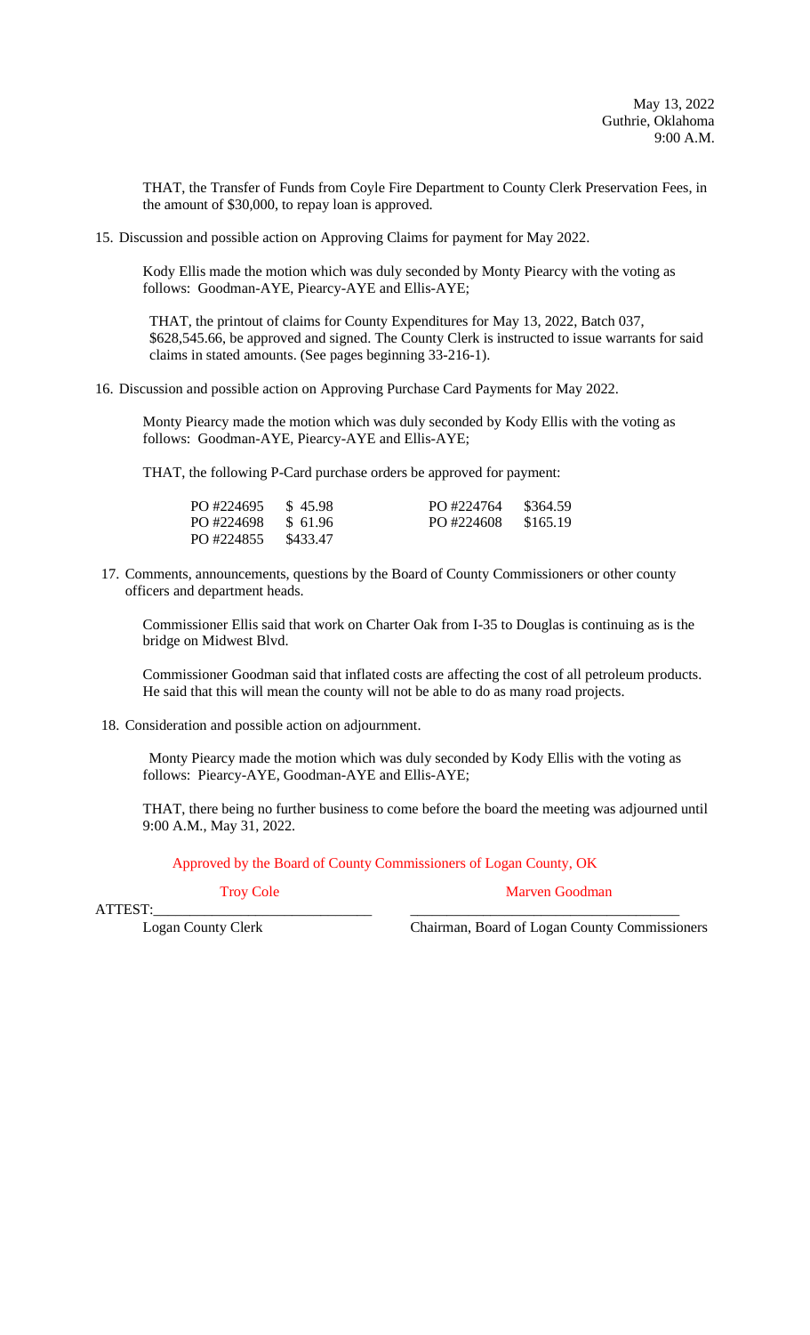May 13, 2022
Guthrie, Oklahoma
9:00 A.M.

THAT, the Transfer of Funds from Coyle Fire Department to County Clerk Preservation Fees, in the amount of $30,000, to repay loan is approved.

15. Discussion and possible action on Approving Claims for payment for May 2022.

Kody Ellis made the motion which was duly seconded by Monty Piearcy with the voting as follows: Goodman-AYE, Piearcy-AYE and Ellis-AYE;

THAT, the printout of claims for County Expenditures for May 13, 2022, Batch 037, $628,545.66, be approved and signed. The County Clerk is instructed to issue warrants for said claims in stated amounts. (See pages beginning 33-216-1).

16. Discussion and possible action on Approving Purchase Card Payments for May 2022.

Monty Piearcy made the motion which was duly seconded by Kody Ellis with the voting as follows: Goodman-AYE, Piearcy-AYE and Ellis-AYE;

THAT, the following P-Card purchase orders be approved for payment:

| | | | |
|---|---|---|---|
| PO #224695 | $ 45.98 | PO #224764 | $364.59 |
| PO #224698 | $ 61.96 | PO #224608 | $165.19 |
| PO #224855 | $433.47 | | |

17. Comments, announcements, questions by the Board of County Commissioners or other county officers and department heads.

Commissioner Ellis said that work on Charter Oak from I-35 to Douglas is continuing as is the bridge on Midwest Blvd.

Commissioner Goodman said that inflated costs are affecting the cost of all petroleum products. He said that this will mean the county will not be able to do as many road projects.

18. Consideration and possible action on adjournment.

Monty Piearcy made the motion which was duly seconded by Kody Ellis with the voting as follows: Piearcy-AYE, Goodman-AYE and Ellis-AYE;

THAT, there being no further business to come before the board the meeting was adjourned until 9:00 A.M., May 31, 2022.

Approved by the Board of County Commissioners of Logan County, OK

Troy Cole
ATTEST:______________________________
Logan County Clerk

Marven Goodman
______________________________________
Chairman, Board of Logan County Commissioners